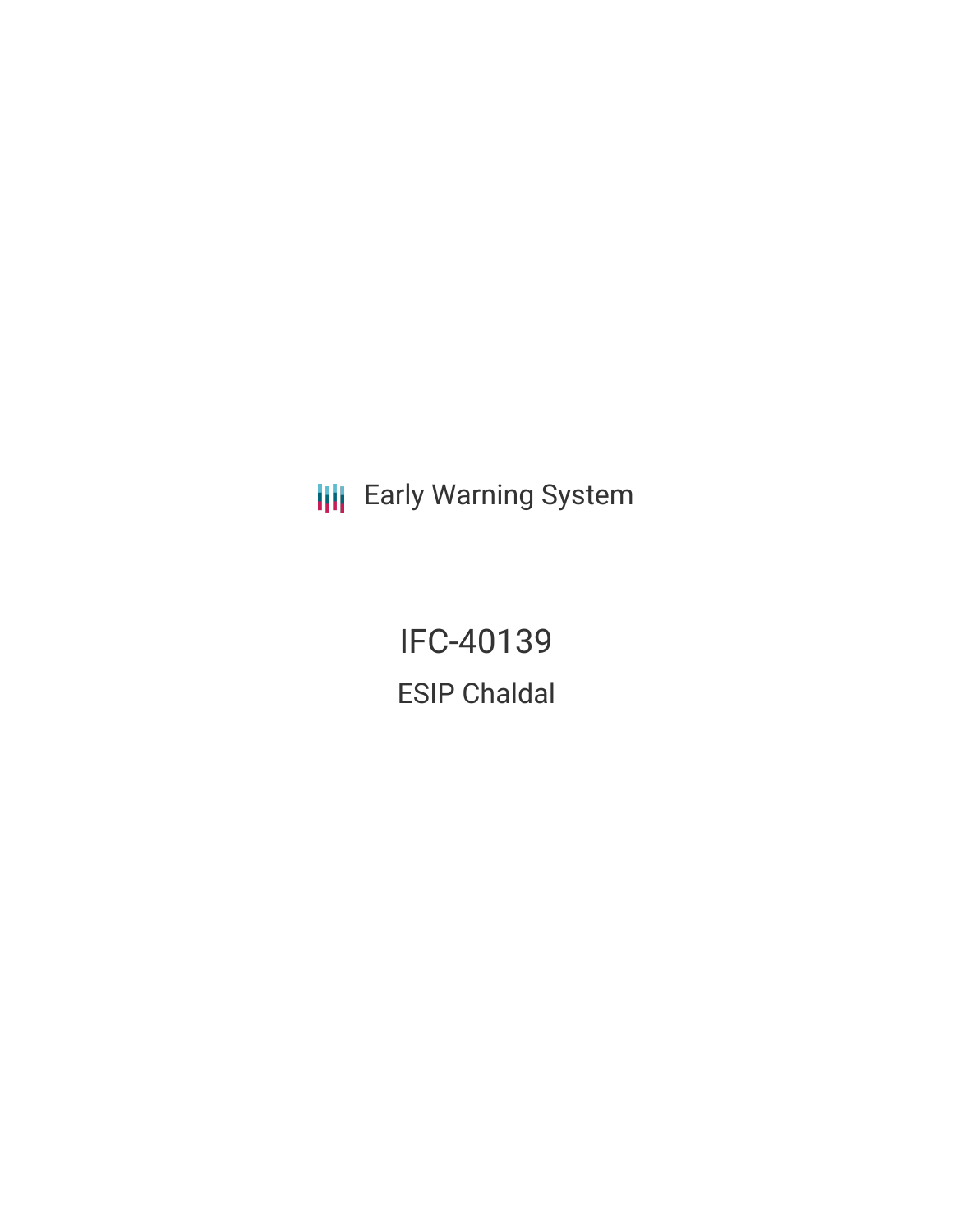Early Warning System

# IFC-40139

## ESIP Chaldal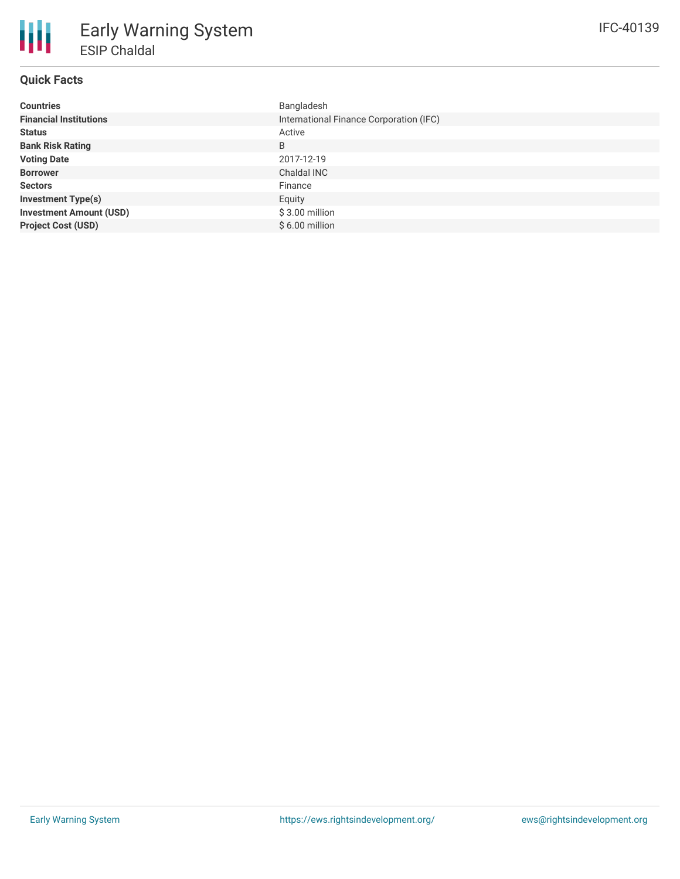# Early Warning System

## ESIP Chaldal

IFC-40139

### Quick Facts

| | |
|---|---|
| **Countries** | Bangladesh |
| **Financial Institutions** | International Finance Corporation (IFC) |
| **Status** | Active |
| **Bank Risk Rating** | B |
| **Voting Date** | 2017-12-19 |
| **Borrower** | Chaldal INC |
| **Sectors** | Finance |
| **Investment Type(s)** | Equity |
| **Investment Amount (USD)** | $ 3.00 million |
| **Project Cost (USD)** | $ 6.00 million |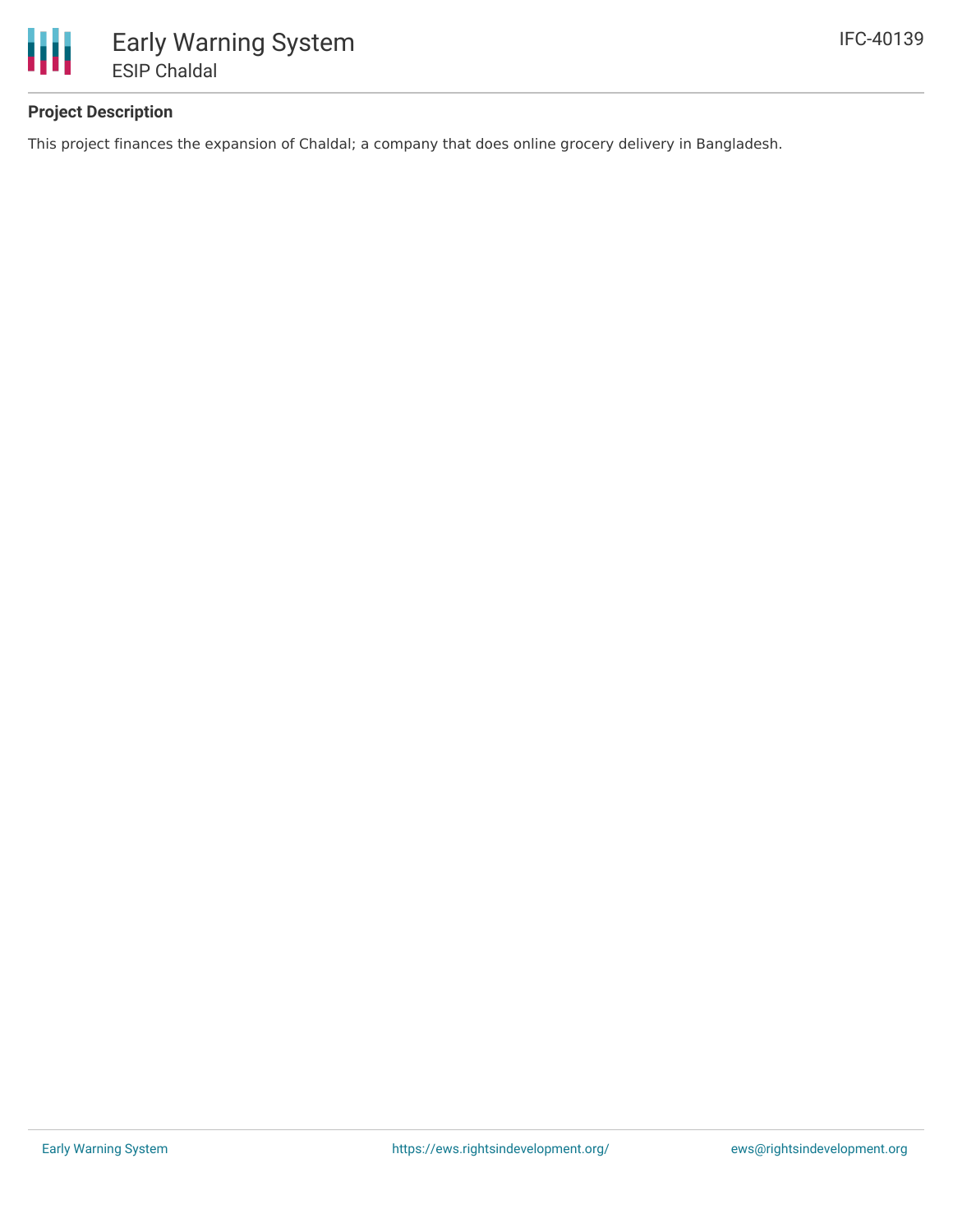# Early Warning System

## ESIP Chaldal

IFC-40139

### Project Description

This project finances the expansion of Chaldal; a company that does online grocery delivery in Bangladesh.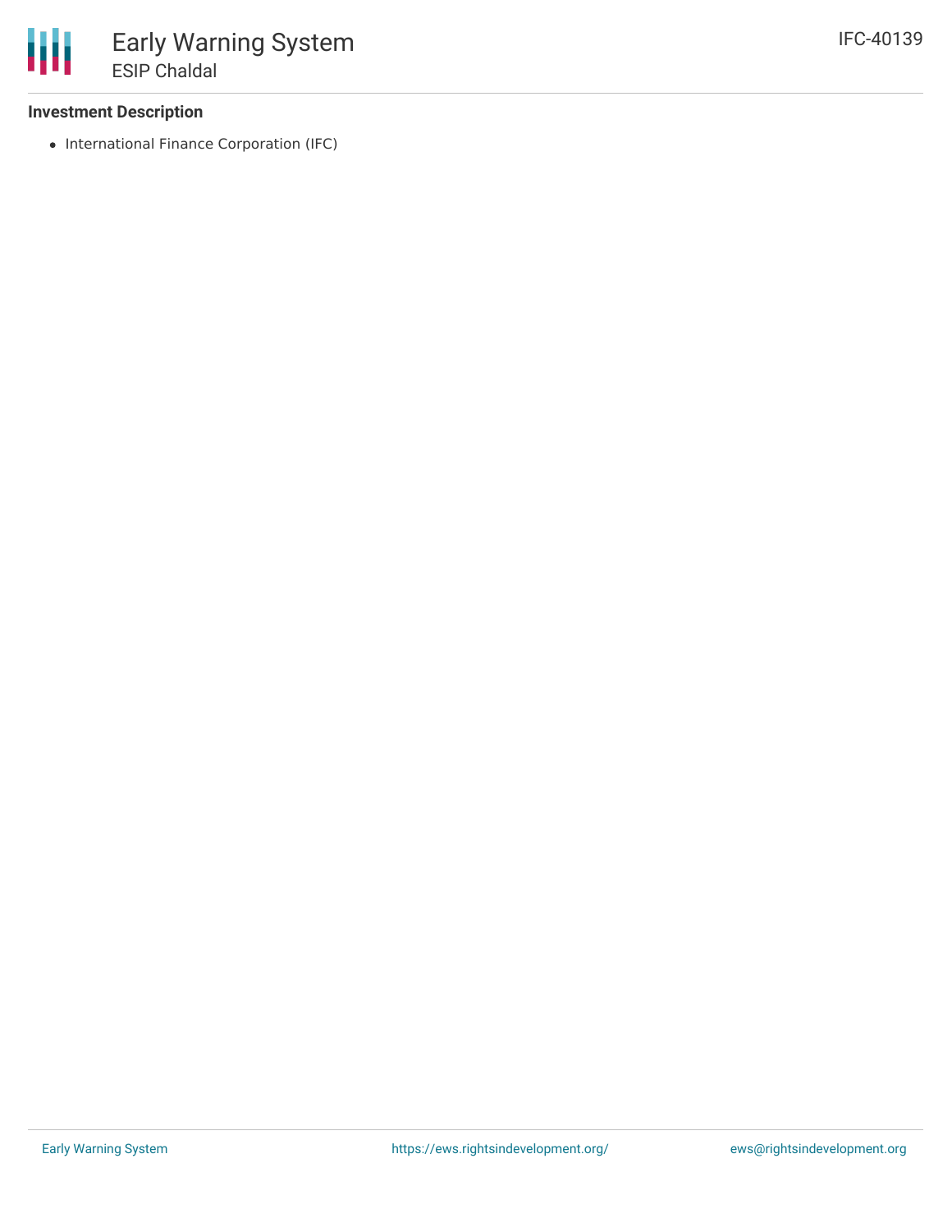### Investment Description

- International Finance Corporation (IFC)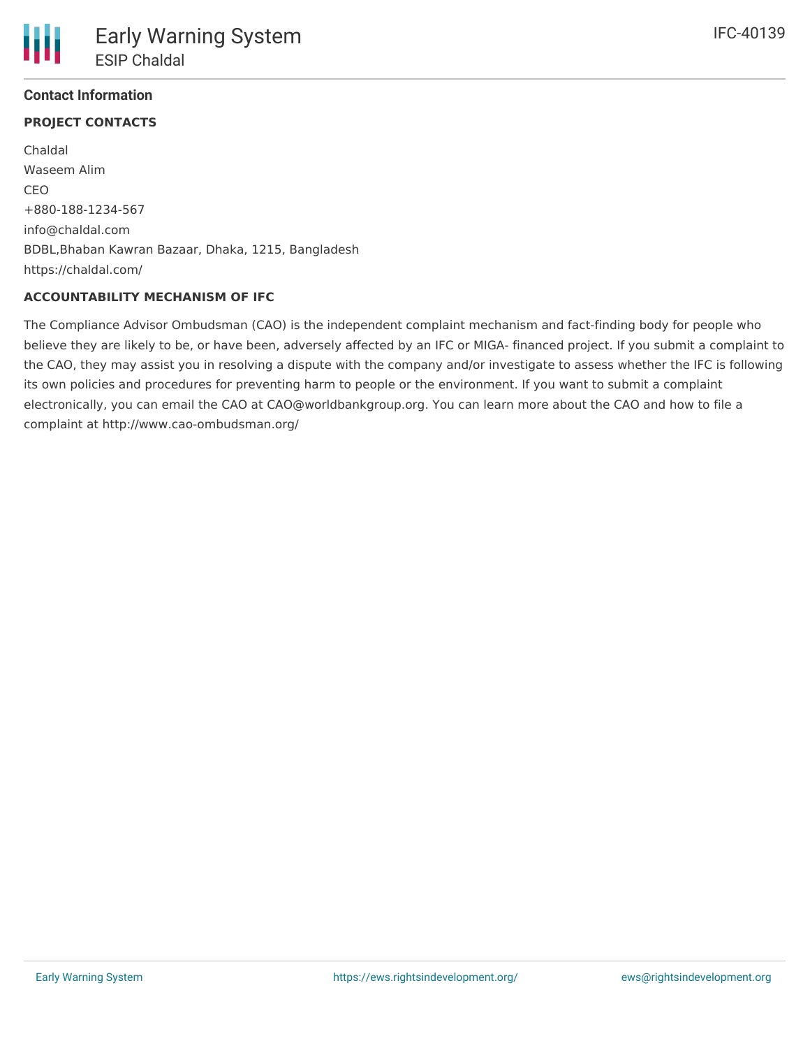## Contact Information

**PROJECT CONTACTS**

Chaldal
Waseem Alim
CEO
+880-188-1234-567
info@chaldal.com
BDBL,Bhaban Kawran Bazaar, Dhaka, 1215, Bangladesh
https://chaldal.com/

**ACCOUNTABILITY MECHANISM OF IFC**

The Compliance Advisor Ombudsman (CAO) is the independent complaint mechanism and fact-finding body for people who believe they are likely to be, or have been, adversely affected by an IFC or MIGA- financed project. If you submit a complaint to the CAO, they may assist you in resolving a dispute with the company and/or investigate to assess whether the IFC is following its own policies and procedures for preventing harm to people or the environment. If you want to submit a complaint electronically, you can email the CAO at CAO@worldbankgroup.org. You can learn more about the CAO and how to file a complaint at http://www.cao-ombudsman.org/